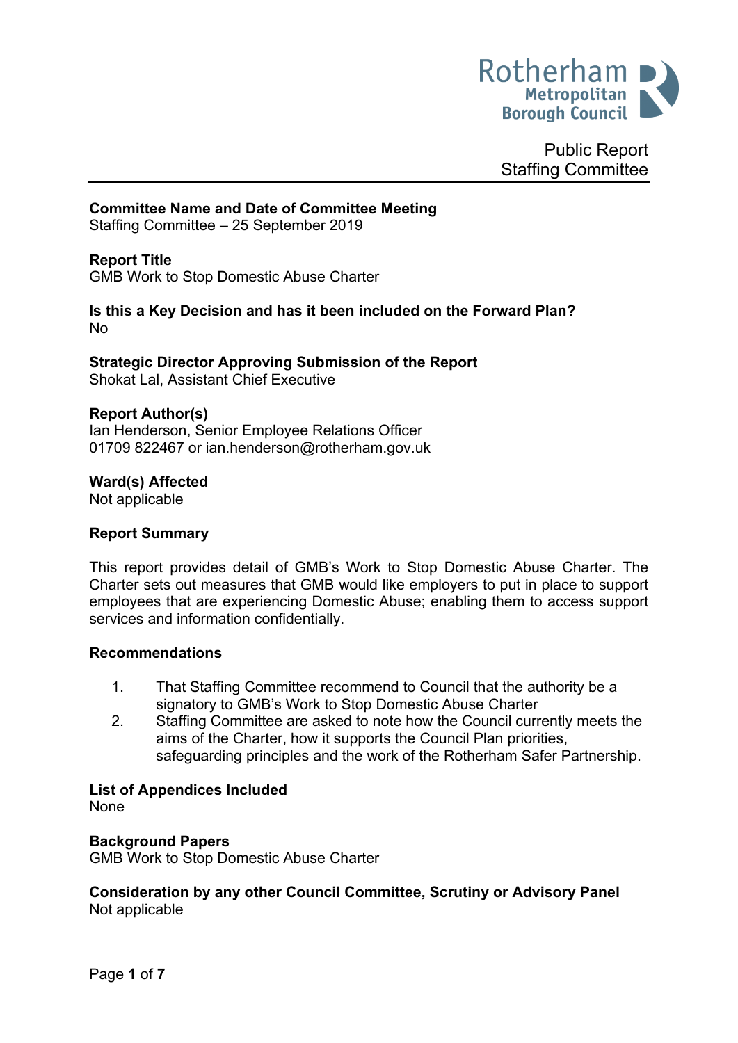Rotherham Metropolitan Borough Council

Public Report
Staffing Committee

**Committee Name and Date of Committee Meeting**
Staffing Committee – 25 September 2019

**Report Title**
GMB Work to Stop Domestic Abuse Charter

**Is this a Key Decision and has it been included on the Forward Plan?**
No

**Strategic Director Approving Submission of the Report**
Shokat Lal, Assistant Chief Executive

**Report Author(s)**
Ian Henderson, Senior Employee Relations Officer
01709 822467 or ian.henderson@rotherham.gov.uk

**Ward(s) Affected**
Not applicable

**Report Summary**

This report provides detail of GMB's Work to Stop Domestic Abuse Charter. The Charter sets out measures that GMB would like employers to put in place to support employees that are experiencing Domestic Abuse; enabling them to access support services and information confidentially.

**Recommendations**

1. That Staffing Committee recommend to Council that the authority be a signatory to GMB's Work to Stop Domestic Abuse Charter
2. Staffing Committee are asked to note how the Council currently meets the aims of the Charter, how it supports the Council Plan priorities, safeguarding principles and the work of the Rotherham Safer Partnership.

**List of Appendices Included**
None

**Background Papers**
GMB Work to Stop Domestic Abuse Charter

**Consideration by any other Council Committee, Scrutiny or Advisory Panel**
Not applicable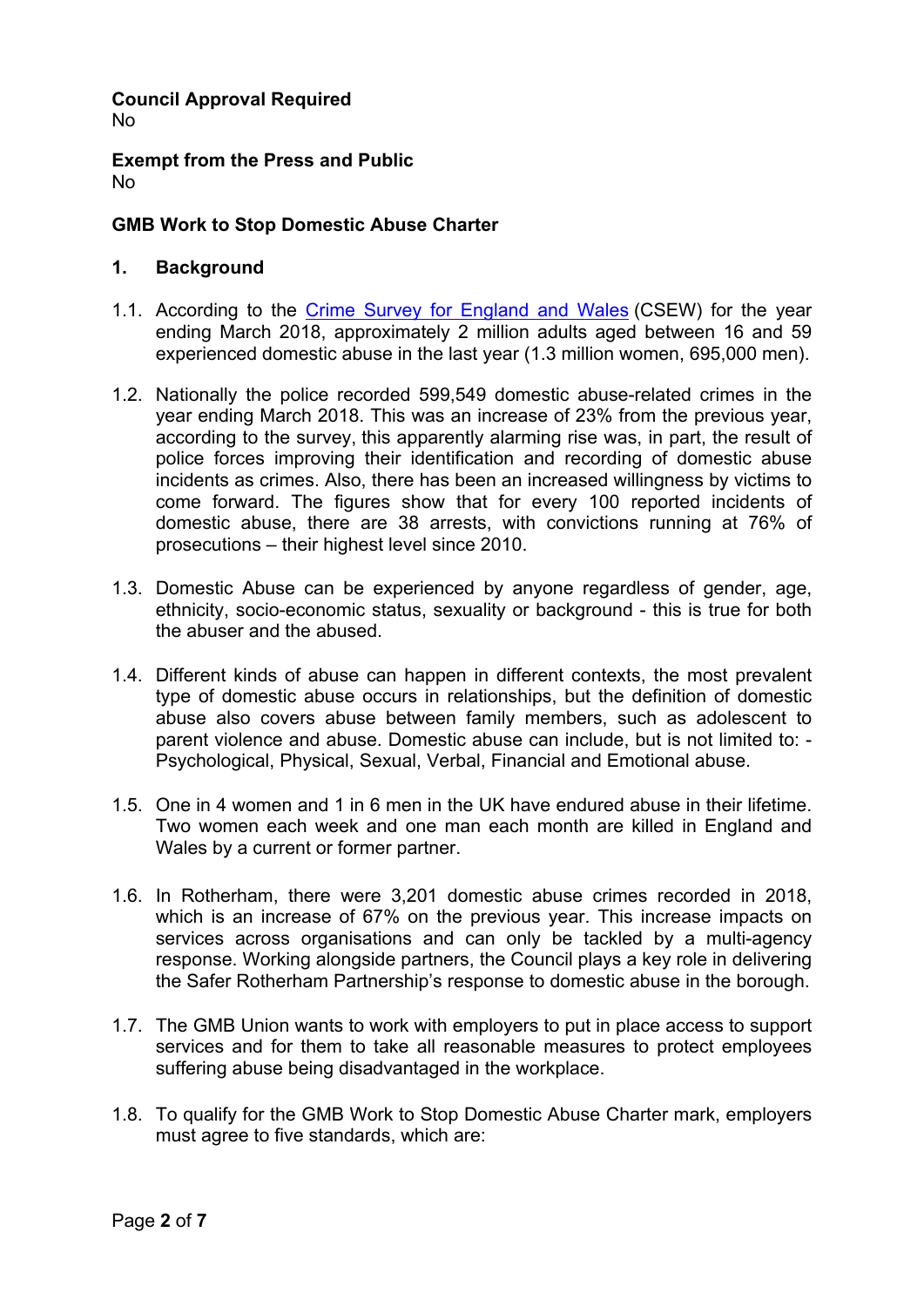**Council Approval Required**
No

**Exempt from the Press and Public**
No

**GMB Work to Stop Domestic Abuse Charter**

## 1. Background

1.1. According to the [Crime Survey for England and Wales](#) (CSEW) for the year ending March 2018, approximately 2 million adults aged between 16 and 59 experienced domestic abuse in the last year (1.3 million women, 695,000 men).

1.2. Nationally the police recorded 599,549 domestic abuse-related crimes in the year ending March 2018. This was an increase of 23% from the previous year, according to the survey, this apparently alarming rise was, in part, the result of police forces improving their identification and recording of domestic abuse incidents as crimes. Also, there has been an increased willingness by victims to come forward. The figures show that for every 100 reported incidents of domestic abuse, there are 38 arrests, with convictions running at 76% of prosecutions – their highest level since 2010.

1.3. Domestic Abuse can be experienced by anyone regardless of gender, age, ethnicity, socio-economic status, sexuality or background - this is true for both the abuser and the abused.

1.4. Different kinds of abuse can happen in different contexts, the most prevalent type of domestic abuse occurs in relationships, but the definition of domestic abuse also covers abuse between family members, such as adolescent to parent violence and abuse. Domestic abuse can include, but is not limited to: - Psychological, Physical, Sexual, Verbal, Financial and Emotional abuse.

1.5. One in 4 women and 1 in 6 men in the UK have endured abuse in their lifetime. Two women each week and one man each month are killed in England and Wales by a current or former partner.

1.6. In Rotherham, there were 3,201 domestic abuse crimes recorded in 2018, which is an increase of 67% on the previous year. This increase impacts on services across organisations and can only be tackled by a multi-agency response. Working alongside partners, the Council plays a key role in delivering the Safer Rotherham Partnership's response to domestic abuse in the borough.

1.7. The GMB Union wants to work with employers to put in place access to support services and for them to take all reasonable measures to protect employees suffering abuse being disadvantaged in the workplace.

1.8. To qualify for the GMB Work to Stop Domestic Abuse Charter mark, employers must agree to five standards, which are: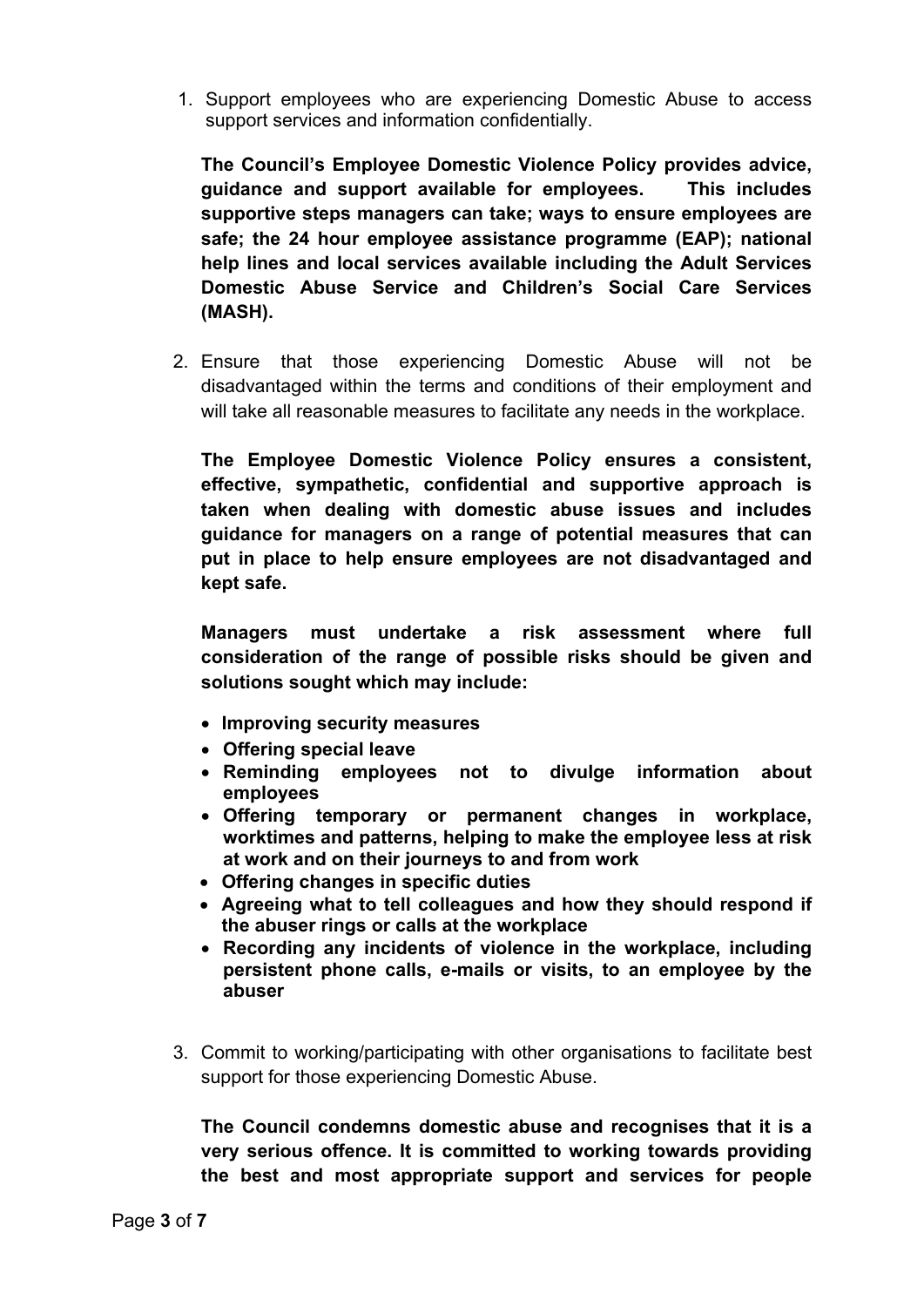1. Support employees who are experiencing Domestic Abuse to access support services and information confidentially.

   **The Council's Employee Domestic Violence Policy provides advice, guidance and support available for employees. This includes supportive steps managers can take; ways to ensure employees are safe; the 24 hour employee assistance programme (EAP); national help lines and local services available including the Adult Services Domestic Abuse Service and Children's Social Care Services (MASH).**

2. Ensure that those experiencing Domestic Abuse will not be disadvantaged within the terms and conditions of their employment and will take all reasonable measures to facilitate any needs in the workplace.

   **The Employee Domestic Violence Policy ensures a consistent, effective, sympathetic, confidential and supportive approach is taken when dealing with domestic abuse issues and includes guidance for managers on a range of potential measures that can put in place to help ensure employees are not disadvantaged and kept safe.**

   **Managers must undertake a risk assessment where full consideration of the range of possible risks should be given and solutions sought which may include:**

   - **Improving security measures**
   - **Offering special leave**
   - **Reminding employees not to divulge information about employees**
   - **Offering temporary or permanent changes in workplace, worktimes and patterns, helping to make the employee less at risk at work and on their journeys to and from work**
   - **Offering changes in specific duties**
   - **Agreeing what to tell colleagues and how they should respond if the abuser rings or calls at the workplace**
   - **Recording any incidents of violence in the workplace, including persistent phone calls, e-mails or visits, to an employee by the abuser**

3. Commit to working/participating with other organisations to facilitate best support for those experiencing Domestic Abuse.

   **The Council condemns domestic abuse and recognises that it is a very serious offence. It is committed to working towards providing the best and most appropriate support and services for people**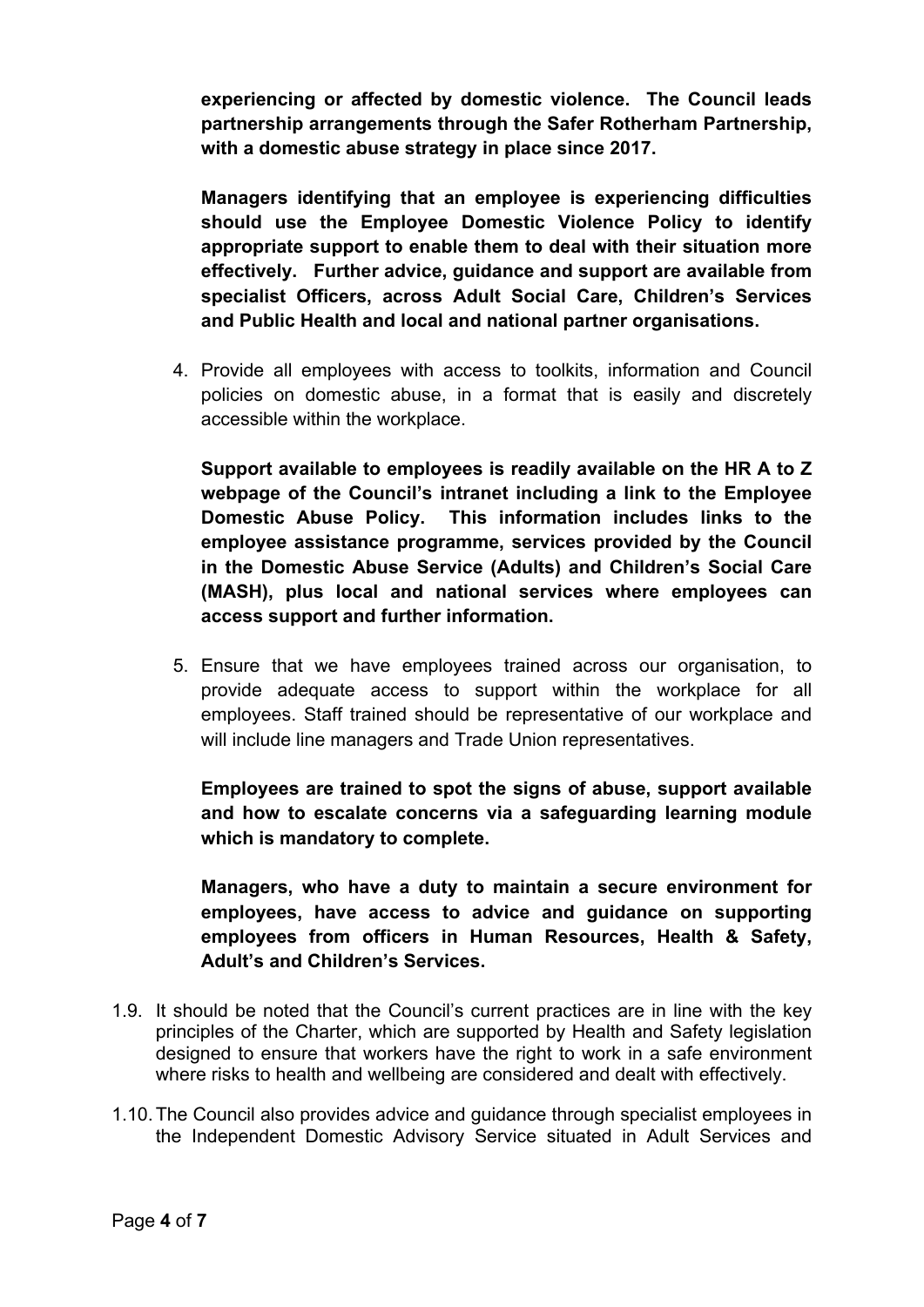**experiencing or affected by domestic violence. The Council leads partnership arrangements through the Safer Rotherham Partnership, with a domestic abuse strategy in place since 2017.**

**Managers identifying that an employee is experiencing difficulties should use the Employee Domestic Violence Policy to identify appropriate support to enable them to deal with their situation more effectively. Further advice, guidance and support are available from specialist Officers, across Adult Social Care, Children's Services and Public Health and local and national partner organisations.**

4. Provide all employees with access to toolkits, information and Council policies on domestic abuse, in a format that is easily and discretely accessible within the workplace.

   **Support available to employees is readily available on the HR A to Z webpage of the Council's intranet including a link to the Employee Domestic Abuse Policy. This information includes links to the employee assistance programme, services provided by the Council in the Domestic Abuse Service (Adults) and Children's Social Care (MASH), plus local and national services where employees can access support and further information.**

5. Ensure that we have employees trained across our organisation, to provide adequate access to support within the workplace for all employees. Staff trained should be representative of our workplace and will include line managers and Trade Union representatives.

   **Employees are trained to spot the signs of abuse, support available and how to escalate concerns via a safeguarding learning module which is mandatory to complete.**

   **Managers, who have a duty to maintain a secure environment for employees, have access to advice and guidance on supporting employees from officers in Human Resources, Health & Safety, Adult's and Children's Services.**

1.9. It should be noted that the Council's current practices are in line with the key principles of the Charter, which are supported by Health and Safety legislation designed to ensure that workers have the right to work in a safe environment where risks to health and wellbeing are considered and dealt with effectively.

1.10. The Council also provides advice and guidance through specialist employees in the Independent Domestic Advisory Service situated in Adult Services and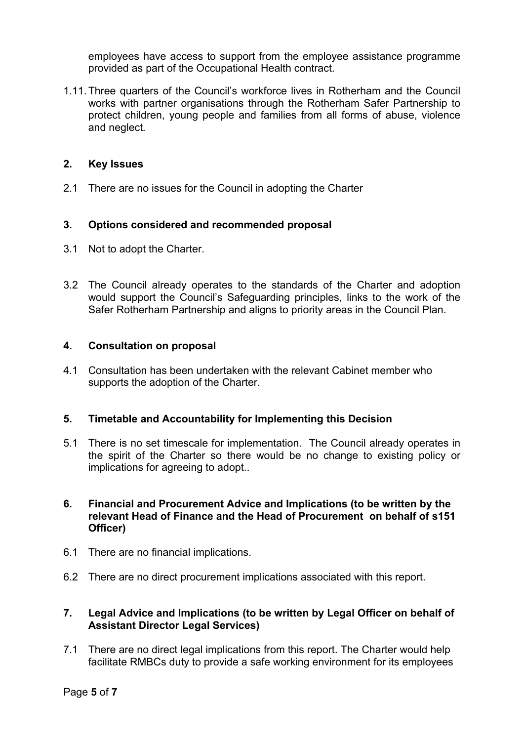employees have access to support from the employee assistance programme provided as part of the Occupational Health contract.

1.11. Three quarters of the Council's workforce lives in Rotherham and the Council works with partner organisations through the Rotherham Safer Partnership to protect children, young people and families from all forms of abuse, violence and neglect.

## 2. Key Issues

2.1 There are no issues for the Council in adopting the Charter

## 3. Options considered and recommended proposal

3.1 Not to adopt the Charter.

3.2 The Council already operates to the standards of the Charter and adoption would support the Council's Safeguarding principles, links to the work of the Safer Rotherham Partnership and aligns to priority areas in the Council Plan.

## 4. Consultation on proposal

4.1 Consultation has been undertaken with the relevant Cabinet member who supports the adoption of the Charter.

## 5. Timetable and Accountability for Implementing this Decision

5.1 There is no set timescale for implementation. The Council already operates in the spirit of the Charter so there would be no change to existing policy or implications for agreeing to adopt..

## 6. Financial and Procurement Advice and Implications (to be written by the relevant Head of Finance and the Head of Procurement on behalf of s151 Officer)

6.1 There are no financial implications.

6.2 There are no direct procurement implications associated with this report.

## 7. Legal Advice and Implications (to be written by Legal Officer on behalf of Assistant Director Legal Services)

7.1 There are no direct legal implications from this report. The Charter would help facilitate RMBCs duty to provide a safe working environment for its employees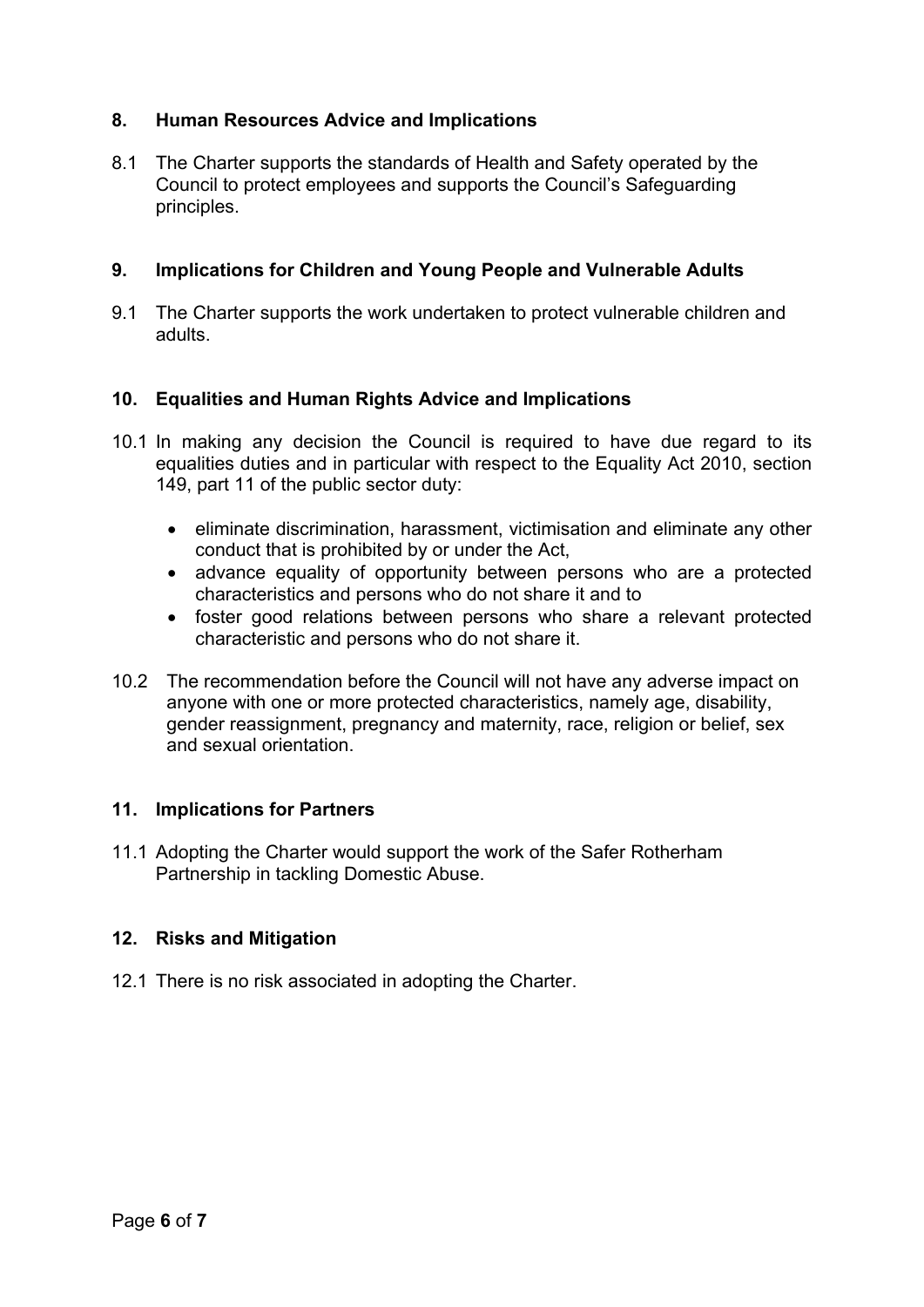## 8. Human Resources Advice and Implications

8.1 The Charter supports the standards of Health and Safety operated by the Council to protect employees and supports the Council's Safeguarding principles.

## 9. Implications for Children and Young People and Vulnerable Adults

9.1 The Charter supports the work undertaken to protect vulnerable children and adults.

## 10. Equalities and Human Rights Advice and Implications

10.1 In making any decision the Council is required to have due regard to its equalities duties and in particular with respect to the Equality Act 2010, section 149, part 11 of the public sector duty:

- eliminate discrimination, harassment, victimisation and eliminate any other conduct that is prohibited by or under the Act,
- advance equality of opportunity between persons who are a protected characteristics and persons who do not share it and to
- foster good relations between persons who share a relevant protected characteristic and persons who do not share it.

10.2 The recommendation before the Council will not have any adverse impact on anyone with one or more protected characteristics, namely age, disability, gender reassignment, pregnancy and maternity, race, religion or belief, sex and sexual orientation.

## 11. Implications for Partners

11.1 Adopting the Charter would support the work of the Safer Rotherham Partnership in tackling Domestic Abuse.

## 12. Risks and Mitigation

12.1 There is no risk associated in adopting the Charter.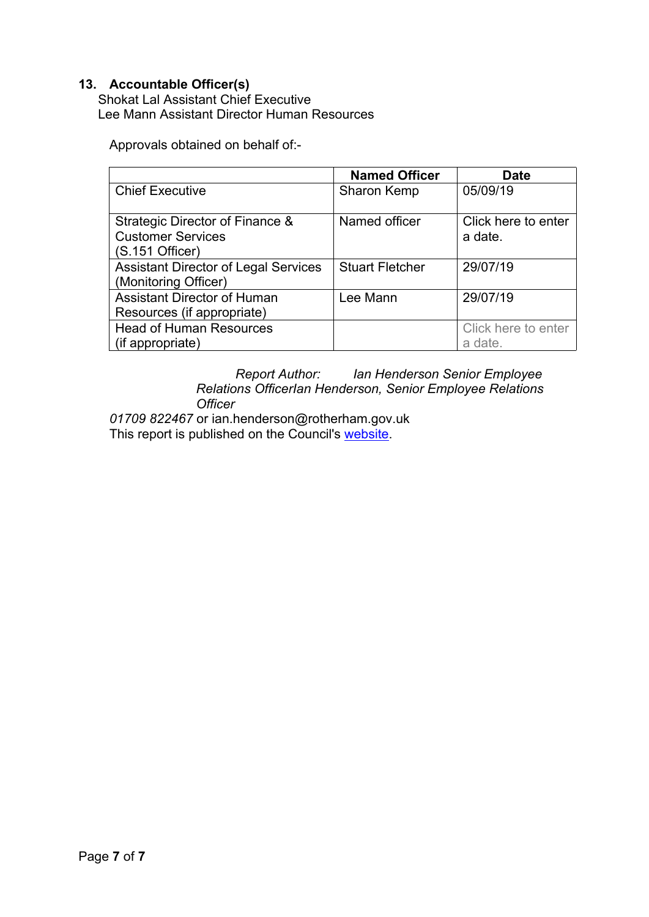**13. Accountable Officer(s)**

Shokat Lal Assistant Chief Executive
Lee Mann Assistant Director Human Resources

Approvals obtained on behalf of:-

| | Named Officer | Date |
|---|---|---|
| Chief Executive | Sharon Kemp | 05/09/19 |
| Strategic Director of Finance & Customer Services (S.151 Officer) | Named officer | Click here to enter a date. |
| Assistant Director of Legal Services (Monitoring Officer) | Stuart Fletcher | 29/07/19 |
| Assistant Director of Human Resources (if appropriate) | Lee Mann | 29/07/19 |
| Head of Human Resources (if appropriate) | | Click here to enter a date. |

*Report Author: Ian Henderson Senior Employee Relations OfficerIan Henderson, Senior Employee Relations Officer*

*01709 822467* or ian.henderson@rotherham.gov.uk
This report is published on the Council's [website](website).